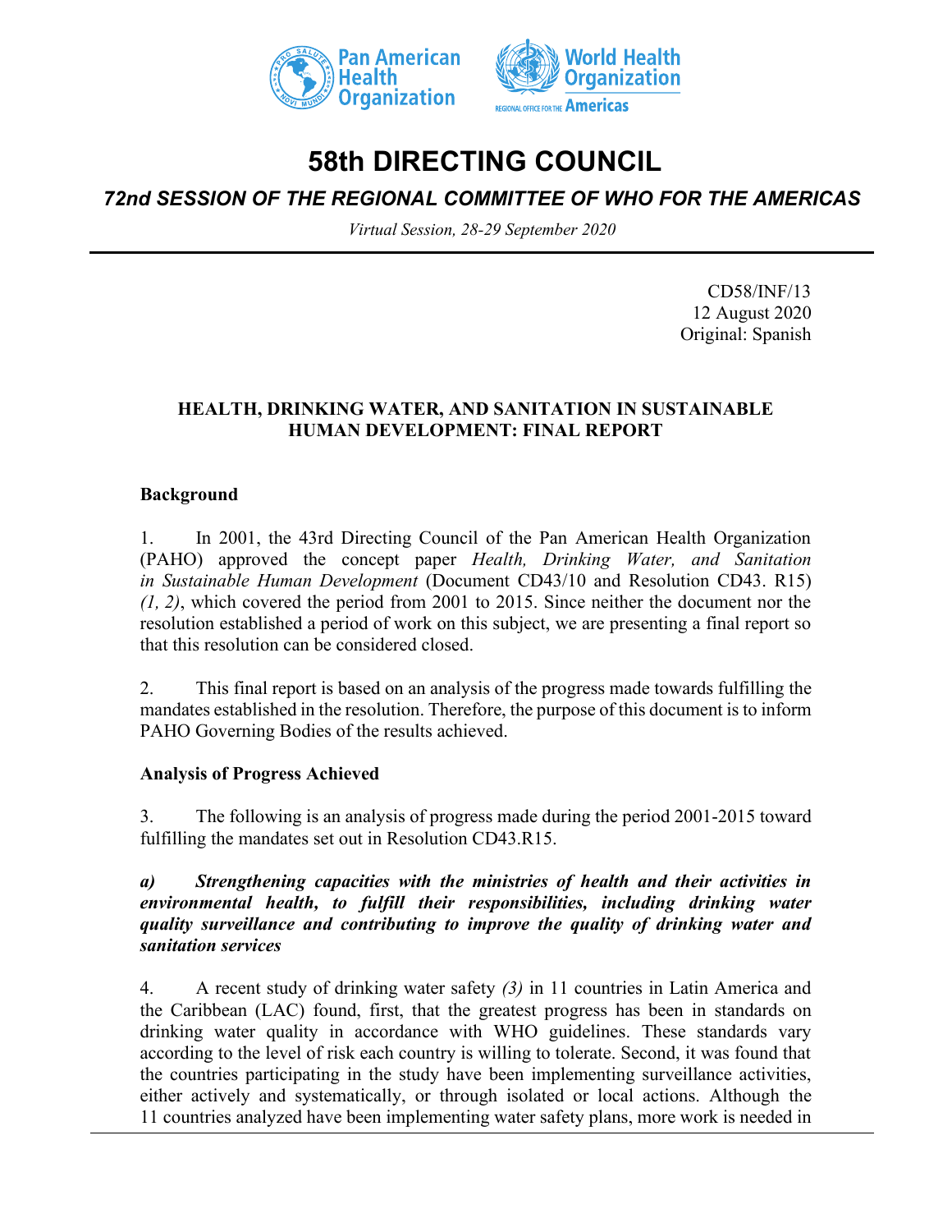# 58th DIRECTING COUNCIL

## *72nd SESSION OF THE REGIONAL COMMITTEE OF WHO FOR THE AMERICAS*

*Virtual Session, 28-29 September 2020*

CD58/INF/13
12 August 2020
Original: Spanish

**HEALTH, DRINKING WATER, AND SANITATION IN SUSTAINABLE HUMAN DEVELOPMENT: FINAL REPORT**

**Background**

1. In 2001, the 43rd Directing Council of the Pan American Health Organization (PAHO) approved the concept paper *Health, Drinking Water, and Sanitation in Sustainable Human Development* (Document CD43/10 and Resolution CD43. R15) *(1, 2)*, which covered the period from 2001 to 2015. Since neither the document nor the resolution established a period of work on this subject, we are presenting a final report so that this resolution can be considered closed.

2. This final report is based on an analysis of the progress made towards fulfilling the mandates established in the resolution. Therefore, the purpose of this document is to inform PAHO Governing Bodies of the results achieved.

**Analysis of Progress Achieved**

3. The following is an analysis of progress made during the period 2001-2015 toward fulfilling the mandates set out in Resolution CD43.R15.

***a) Strengthening capacities with the ministries of health and their activities in environmental health, to fulfill their responsibilities, including drinking water quality surveillance and contributing to improve the quality of drinking water and sanitation services***

4. A recent study of drinking water safety *(3)* in 11 countries in Latin America and the Caribbean (LAC) found, first, that the greatest progress has been in standards on drinking water quality in accordance with WHO guidelines. These standards vary according to the level of risk each country is willing to tolerate. Second, it was found that the countries participating in the study have been implementing surveillance activities, either actively and systematically, or through isolated or local actions. Although the 11 countries analyzed have been implementing water safety plans, more work is needed in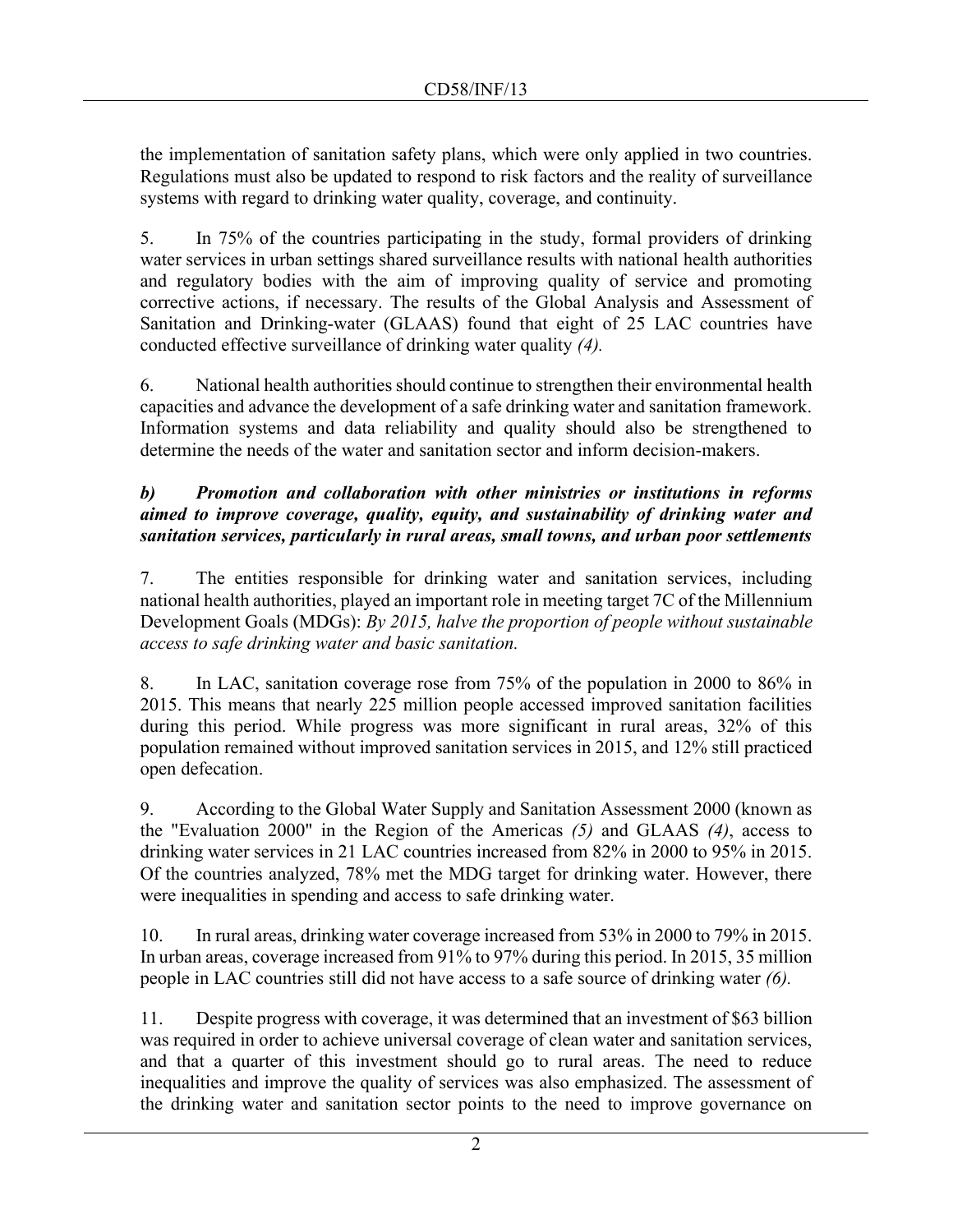the implementation of sanitation safety plans, which were only applied in two countries. Regulations must also be updated to respond to risk factors and the reality of surveillance systems with regard to drinking water quality, coverage, and continuity.

5. In 75% of the countries participating in the study, formal providers of drinking water services in urban settings shared surveillance results with national health authorities and regulatory bodies with the aim of improving quality of service and promoting corrective actions, if necessary. The results of the Global Analysis and Assessment of Sanitation and Drinking-water (GLAAS) found that eight of 25 LAC countries have conducted effective surveillance of drinking water quality *(4).*

6. National health authorities should continue to strengthen their environmental health capacities and advance the development of a safe drinking water and sanitation framework. Information systems and data reliability and quality should also be strengthened to determine the needs of the water and sanitation sector and inform decision-makers.

***b) Promotion and collaboration with other ministries or institutions in reforms aimed to improve coverage, quality, equity, and sustainability of drinking water and sanitation services, particularly in rural areas, small towns, and urban poor settlements***

7. The entities responsible for drinking water and sanitation services, including national health authorities, played an important role in meeting target 7C of the Millennium Development Goals (MDGs): *By 2015, halve the proportion of people without sustainable access to safe drinking water and basic sanitation.*

8. In LAC, sanitation coverage rose from 75% of the population in 2000 to 86% in 2015. This means that nearly 225 million people accessed improved sanitation facilities during this period. While progress was more significant in rural areas, 32% of this population remained without improved sanitation services in 2015, and 12% still practiced open defecation.

9. According to the Global Water Supply and Sanitation Assessment 2000 (known as the "Evaluation 2000" in the Region of the Americas *(5)* and GLAAS *(4)*, access to drinking water services in 21 LAC countries increased from 82% in 2000 to 95% in 2015. Of the countries analyzed, 78% met the MDG target for drinking water. However, there were inequalities in spending and access to safe drinking water.

10. In rural areas, drinking water coverage increased from 53% in 2000 to 79% in 2015. In urban areas, coverage increased from 91% to 97% during this period. In 2015, 35 million people in LAC countries still did not have access to a safe source of drinking water *(6).*

11. Despite progress with coverage, it was determined that an investment of $63 billion was required in order to achieve universal coverage of clean water and sanitation services, and that a quarter of this investment should go to rural areas. The need to reduce inequalities and improve the quality of services was also emphasized. The assessment of the drinking water and sanitation sector points to the need to improve governance on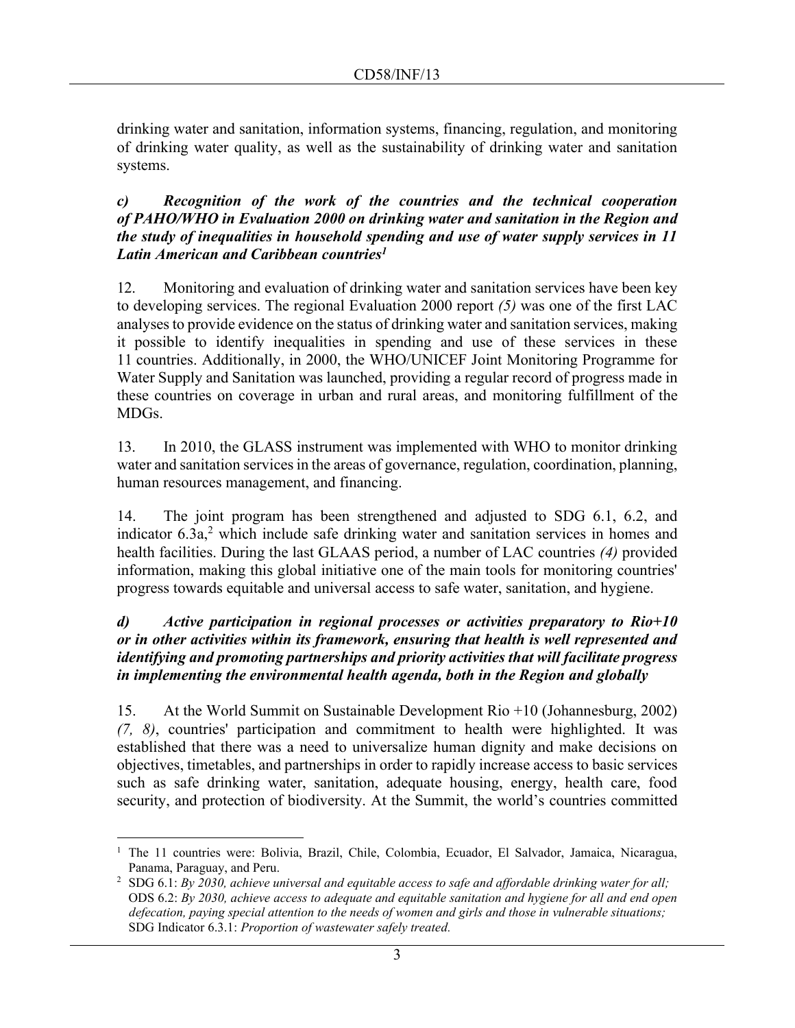drinking water and sanitation, information systems, financing, regulation, and monitoring of drinking water quality, as well as the sustainability of drinking water and sanitation systems.

### *c) Recognition of the work of the countries and the technical cooperation of PAHO/WHO in Evaluation 2000 on drinking water and sanitation in the Region and the study of inequalities in household spending and use of water supply services in 11 Latin American and Caribbean countries*[1]

12. Monitoring and evaluation of drinking water and sanitation services have been key to developing services. The regional Evaluation 2000 report *(5)* was one of the first LAC analyses to provide evidence on the status of drinking water and sanitation services, making it possible to identify inequalities in spending and use of these services in these 11 countries. Additionally, in 2000, the WHO/UNICEF Joint Monitoring Programme for Water Supply and Sanitation was launched, providing a regular record of progress made in these countries on coverage in urban and rural areas, and monitoring fulfillment of the MDGs.

13. In 2010, the GLASS instrument was implemented with WHO to monitor drinking water and sanitation services in the areas of governance, regulation, coordination, planning, human resources management, and financing.

14. The joint program has been strengthened and adjusted to SDG 6.1, 6.2, and indicator 6.3a,[2] which include safe drinking water and sanitation services in homes and health facilities. During the last GLAAS period, a number of LAC countries *(4)* provided information, making this global initiative one of the main tools for monitoring countries' progress towards equitable and universal access to safe water, sanitation, and hygiene.

### *d) Active participation in regional processes or activities preparatory to Rio+10 or in other activities within its framework, ensuring that health is well represented and identifying and promoting partnerships and priority activities that will facilitate progress in implementing the environmental health agenda, both in the Region and globally*

15. At the World Summit on Sustainable Development Rio +10 (Johannesburg, 2002) *(7, 8)*, countries' participation and commitment to health were highlighted. It was established that there was a need to universalize human dignity and make decisions on objectives, timetables, and partnerships in order to rapidly increase access to basic services such as safe drinking water, sanitation, adequate housing, energy, health care, food security, and protection of biodiversity. At the Summit, the world's countries committed

---

[1] The 11 countries were: Bolivia, Brazil, Chile, Colombia, Ecuador, El Salvador, Jamaica, Nicaragua, Panama, Paraguay, and Peru.

[2] SDG 6.1: *By 2030, achieve universal and equitable access to safe and affordable drinking water for all;* ODS 6.2: *By 2030, achieve access to adequate and equitable sanitation and hygiene for all and end open defecation, paying special attention to the needs of women and girls and those in vulnerable situations;* SDG Indicator 6.3.1: *Proportion of wastewater safely treated.*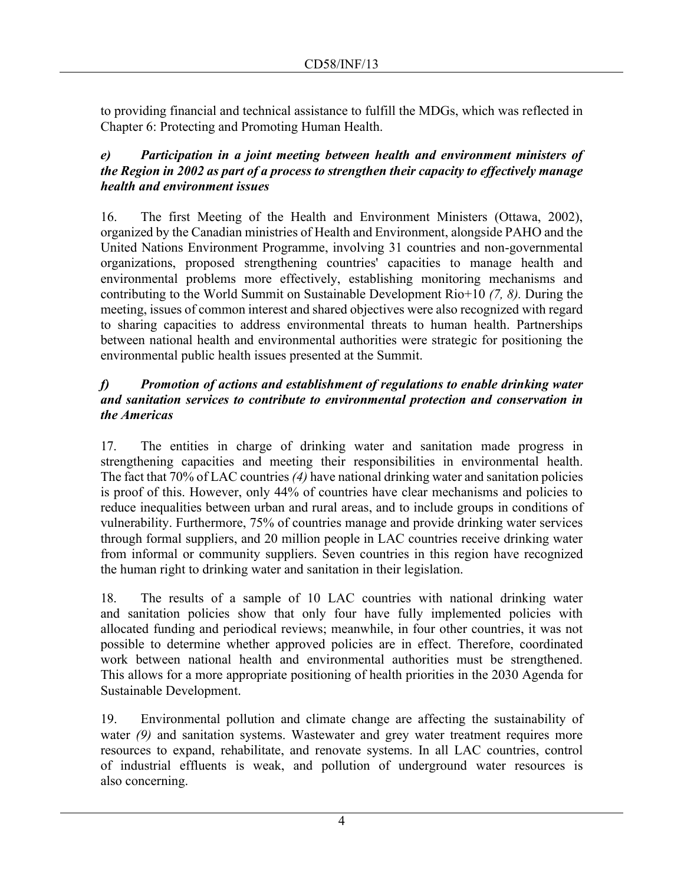to providing financial and technical assistance to fulfill the MDGs, which was reflected in Chapter 6: Protecting and Promoting Human Health.

### *e) Participation in a joint meeting between health and environment ministers of the Region in 2002 as part of a process to strengthen their capacity to effectively manage health and environment issues*

16. The first Meeting of the Health and Environment Ministers (Ottawa, 2002), organized by the Canadian ministries of Health and Environment, alongside PAHO and the United Nations Environment Programme, involving 31 countries and non-governmental organizations, proposed strengthening countries' capacities to manage health and environmental problems more effectively, establishing monitoring mechanisms and contributing to the World Summit on Sustainable Development Rio+10 *(7, 8)*. During the meeting, issues of common interest and shared objectives were also recognized with regard to sharing capacities to address environmental threats to human health. Partnerships between national health and environmental authorities were strategic for positioning the environmental public health issues presented at the Summit.

### *f) Promotion of actions and establishment of regulations to enable drinking water and sanitation services to contribute to environmental protection and conservation in the Americas*

17. The entities in charge of drinking water and sanitation made progress in strengthening capacities and meeting their responsibilities in environmental health. The fact that 70% of LAC countries *(4)* have national drinking water and sanitation policies is proof of this. However, only 44% of countries have clear mechanisms and policies to reduce inequalities between urban and rural areas, and to include groups in conditions of vulnerability. Furthermore, 75% of countries manage and provide drinking water services through formal suppliers, and 20 million people in LAC countries receive drinking water from informal or community suppliers. Seven countries in this region have recognized the human right to drinking water and sanitation in their legislation.

18. The results of a sample of 10 LAC countries with national drinking water and sanitation policies show that only four have fully implemented policies with allocated funding and periodical reviews; meanwhile, in four other countries, it was not possible to determine whether approved policies are in effect. Therefore, coordinated work between national health and environmental authorities must be strengthened. This allows for a more appropriate positioning of health priorities in the 2030 Agenda for Sustainable Development.

19. Environmental pollution and climate change are affecting the sustainability of water *(9)* and sanitation systems. Wastewater and grey water treatment requires more resources to expand, rehabilitate, and renovate systems. In all LAC countries, control of industrial effluents is weak, and pollution of underground water resources is also concerning.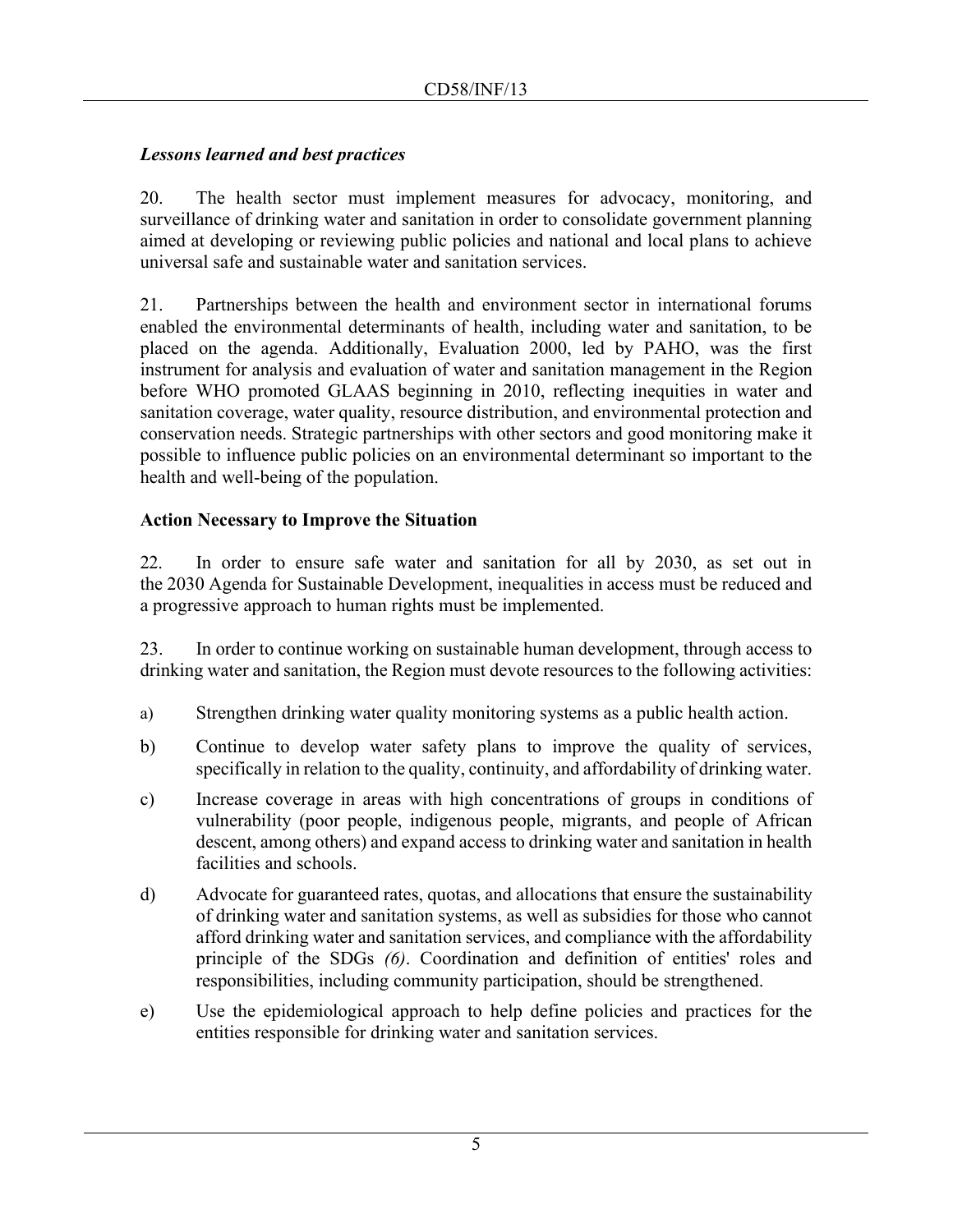### *Lessons learned and best practices*

20. The health sector must implement measures for advocacy, monitoring, and surveillance of drinking water and sanitation in order to consolidate government planning aimed at developing or reviewing public policies and national and local plans to achieve universal safe and sustainable water and sanitation services.

21. Partnerships between the health and environment sector in international forums enabled the environmental determinants of health, including water and sanitation, to be placed on the agenda. Additionally, Evaluation 2000, led by PAHO, was the first instrument for analysis and evaluation of water and sanitation management in the Region before WHO promoted GLAAS beginning in 2010, reflecting inequities in water and sanitation coverage, water quality, resource distribution, and environmental protection and conservation needs. Strategic partnerships with other sectors and good monitoring make it possible to influence public policies on an environmental determinant so important to the health and well-being of the population.

## Action Necessary to Improve the Situation

22. In order to ensure safe water and sanitation for all by 2030, as set out in the 2030 Agenda for Sustainable Development, inequalities in access must be reduced and a progressive approach to human rights must be implemented.

23. In order to continue working on sustainable human development, through access to drinking water and sanitation, the Region must devote resources to the following activities:

a) Strengthen drinking water quality monitoring systems as a public health action.

b) Continue to develop water safety plans to improve the quality of services, specifically in relation to the quality, continuity, and affordability of drinking water.

c) Increase coverage in areas with high concentrations of groups in conditions of vulnerability (poor people, indigenous people, migrants, and people of African descent, among others) and expand access to drinking water and sanitation in health facilities and schools.

d) Advocate for guaranteed rates, quotas, and allocations that ensure the sustainability of drinking water and sanitation systems, as well as subsidies for those who cannot afford drinking water and sanitation services, and compliance with the affordability principle of the SDGs *(6)*. Coordination and definition of entities' roles and responsibilities, including community participation, should be strengthened.

e) Use the epidemiological approach to help define policies and practices for the entities responsible for drinking water and sanitation services.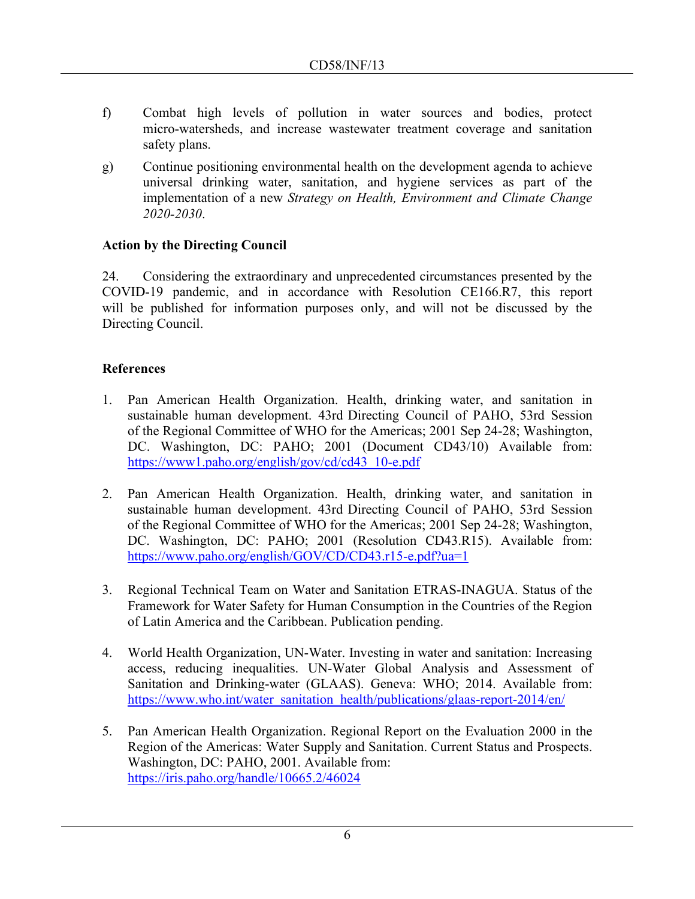f) Combat high levels of pollution in water sources and bodies, protect micro-watersheds, and increase wastewater treatment coverage and sanitation safety plans.

g) Continue positioning environmental health on the development agenda to achieve universal drinking water, sanitation, and hygiene services as part of the implementation of a new *Strategy on Health, Environment and Climate Change 2020-2030*.

**Action by the Directing Council**

24. Considering the extraordinary and unprecedented circumstances presented by the COVID-19 pandemic, and in accordance with Resolution CE166.R7, this report will be published for information purposes only, and will not be discussed by the Directing Council.

**References**

1. Pan American Health Organization. Health, drinking water, and sanitation in sustainable human development. 43rd Directing Council of PAHO, 53rd Session of the Regional Committee of WHO for the Americas; 2001 Sep 24-28; Washington, DC. Washington, DC: PAHO; 2001 (Document CD43/10) Available from: https://www1.paho.org/english/gov/cd/cd43_10-e.pdf

2. Pan American Health Organization. Health, drinking water, and sanitation in sustainable human development. 43rd Directing Council of PAHO, 53rd Session of the Regional Committee of WHO for the Americas; 2001 Sep 24-28; Washington, DC. Washington, DC: PAHO; 2001 (Resolution CD43.R15). Available from: https://www.paho.org/english/GOV/CD/CD43.r15-e.pdf?ua=1

3. Regional Technical Team on Water and Sanitation ETRAS-INAGUA. Status of the Framework for Water Safety for Human Consumption in the Countries of the Region of Latin America and the Caribbean. Publication pending.

4. World Health Organization, UN-Water. Investing in water and sanitation: Increasing access, reducing inequalities. UN-Water Global Analysis and Assessment of Sanitation and Drinking-water (GLAAS). Geneva: WHO; 2014. Available from: https://www.who.int/water_sanitation_health/publications/glaas-report-2014/en/

5. Pan American Health Organization. Regional Report on the Evaluation 2000 in the Region of the Americas: Water Supply and Sanitation. Current Status and Prospects. Washington, DC: PAHO, 2001. Available from: https://iris.paho.org/handle/10665.2/46024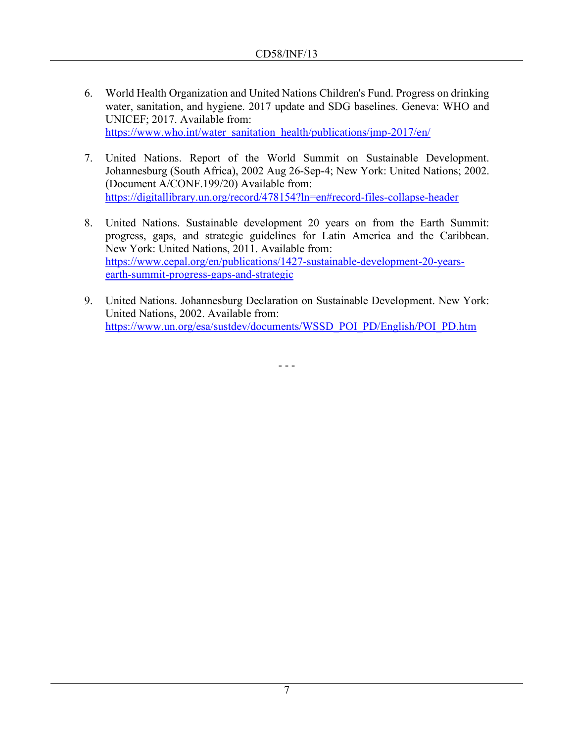6. World Health Organization and United Nations Children's Fund. Progress on drinking water, sanitation, and hygiene. 2017 update and SDG baselines. Geneva: WHO and UNICEF; 2017. Available from: https://www.who.int/water_sanitation_health/publications/jmp-2017/en/

7. United Nations. Report of the World Summit on Sustainable Development. Johannesburg (South Africa), 2002 Aug 26-Sep-4; New York: United Nations; 2002. (Document A/CONF.199/20) Available from: https://digitallibrary.un.org/record/478154?ln=en#record-files-collapse-header

8. United Nations. Sustainable development 20 years on from the Earth Summit: progress, gaps, and strategic guidelines for Latin America and the Caribbean. New York: United Nations, 2011. Available from: https://www.cepal.org/en/publications/1427-sustainable-development-20-years-earth-summit-progress-gaps-and-strategic

9. United Nations. Johannesburg Declaration on Sustainable Development. New York: United Nations, 2002. Available from: https://www.un.org/esa/sustdev/documents/WSSD_POI_PD/English/POI_PD.htm

- - -